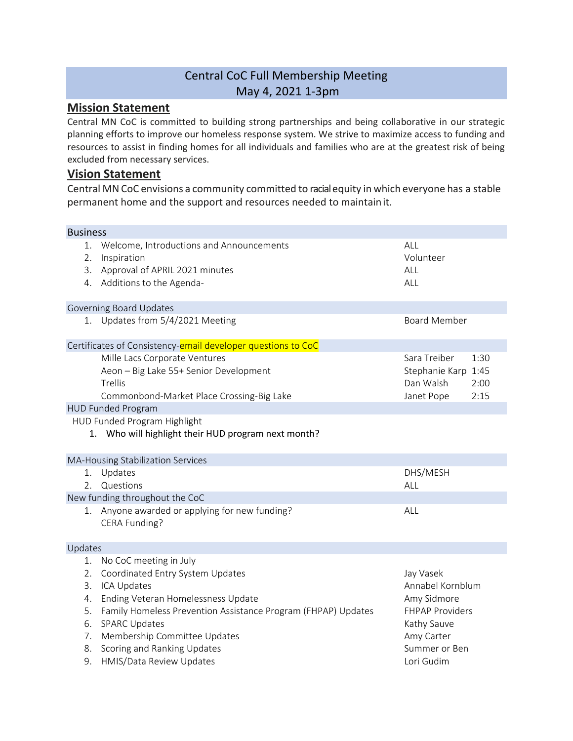# Central CoC Full Membership Meeting
## May 4, 2021 1-3pm

## Mission Statement

Central MN CoC is committed to building strong partnerships and being collaborative in our strategic planning efforts to improve our homeless response system. We strive to maximize access to funding and resources to assist in finding homes for all individuals and families who are at the greatest risk of being excluded from necessary services.

## Vision Statement

Central MN CoC envisions a community committed to racial equity in which everyone has a stable permanent home and the support and resources needed to maintain it.

| Business | | |
|---|---|---|
| 1. Welcome, Introductions and Announcements | ALL | |
| 2. Inspiration | Volunteer | |
| 3. Approval of APRIL 2021 minutes | ALL | |
| 4. Additions to the Agenda- | ALL | |
| **Governing Board Updates** | | |
| 1. Updates from 5/4/2021 Meeting | Board Member | |
| **Certificates of Consistency-email developer questions to CoC** | | |
| Mille Lacs Corporate Ventures | Sara Treiber | 1:30 |
| Aeon – Big Lake 55+ Senior Development | Stephanie Karp | 1:45 |
| Trellis | Dan Walsh | 2:00 |
| Commonbond-Market Place Crossing-Big Lake | Janet Pope | 2:15 |
| **HUD Funded Program** | | |
| HUD Funded Program Highlight | | |
| 1. Who will highlight their HUD program next month? | | |
| **MA-Housing Stabilization Services** | | |
| 1. Updates | DHS/MESH | |
| 2. Questions | ALL | |
| **New funding throughout the CoC** | | |
| 1. Anyone awarded or applying for new funding? CERA Funding? | ALL | |
| **Updates** | | |
| 1. No CoC meeting in July | | |
| 2. Coordinated Entry System Updates | Jay Vasek | |
| 3. ICA Updates | Annabel Kornblum | |
| 4. Ending Veteran Homelessness Update | Amy Sidmore | |
| 5. Family Homeless Prevention Assistance Program (FHPAP) Updates | FHPAP Providers | |
| 6. SPARC Updates | Kathy Sauve | |
| 7. Membership Committee Updates | Amy Carter | |
| 8. Scoring and Ranking Updates | Summer or Ben | |
| 9. HMIS/Data Review Updates | Lori Gudim | |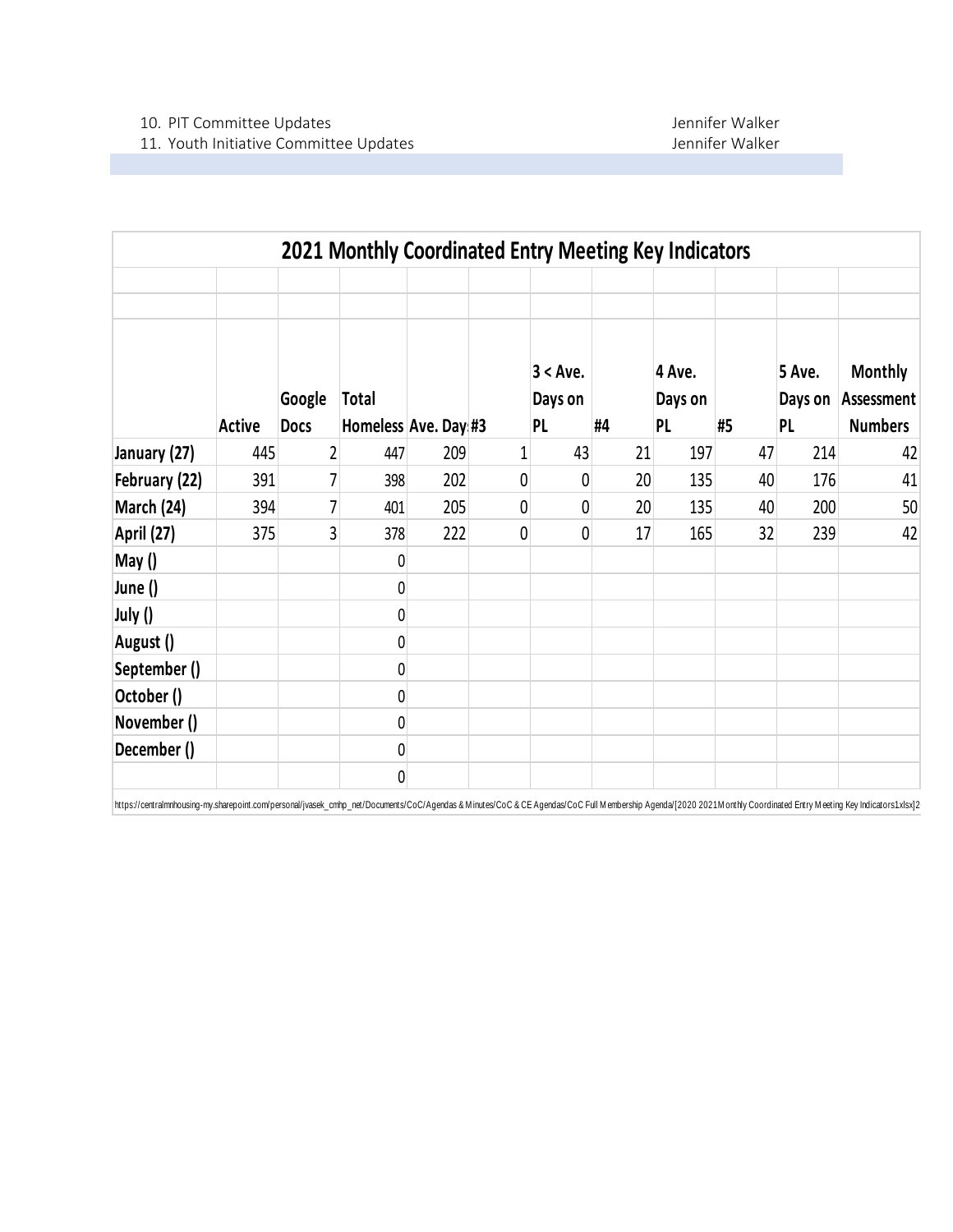10. PIT Committee Updates Jennifer Walker
11. Youth Initiative Committee Updates Jennifer Walker

| 2021 Monthly Coordinated Entry Meeting Key Indicators | | | | | | | | | | | |
|---|---|---|---|---|---|---|---|---|---|---|---|
| | Active | Google Docs | Total Homeless | Ave. Day | #3 | 3 < Ave. Days on PL | #4 | 4 Ave. Days on PL | #5 | 5 Ave. Days on PL | Monthly Assessment Numbers |
| January (27) | 445 | 2 | 447 | 209 | 1 | 43 | 21 | 197 | 47 | 214 | 42 |
| February (22) | 391 | 7 | 398 | 202 | 0 | 0 | 20 | 135 | 40 | 176 | 41 |
| March (24) | 394 | 7 | 401 | 205 | 0 | 0 | 20 | 135 | 40 | 200 | 50 |
| April (27) | 375 | 3 | 378 | 222 | 0 | 0 | 17 | 165 | 32 | 239 | 42 |
| May () | | | 0 | | | | | | | | |
| June () | | | 0 | | | | | | | | |
| July () | | | 0 | | | | | | | | |
| August () | | | 0 | | | | | | | | |
| September () | | | 0 | | | | | | | | |
| October () | | | 0 | | | | | | | | |
| November () | | | 0 | | | | | | | | |
| December () | | | 0 | | | | | | | | |
| | | | 0 | | | | | | | | |

https://centralmnhousing-my.sharepoint.com/personal/jvasek_cmhp_net/Documents/CoC/Agendas & Minutes/CoC & CE Agendas/CoC Full Membership Agenda/[2020 2021Monthly Coordinated Entry Meeting Key Indicators1xlsx]2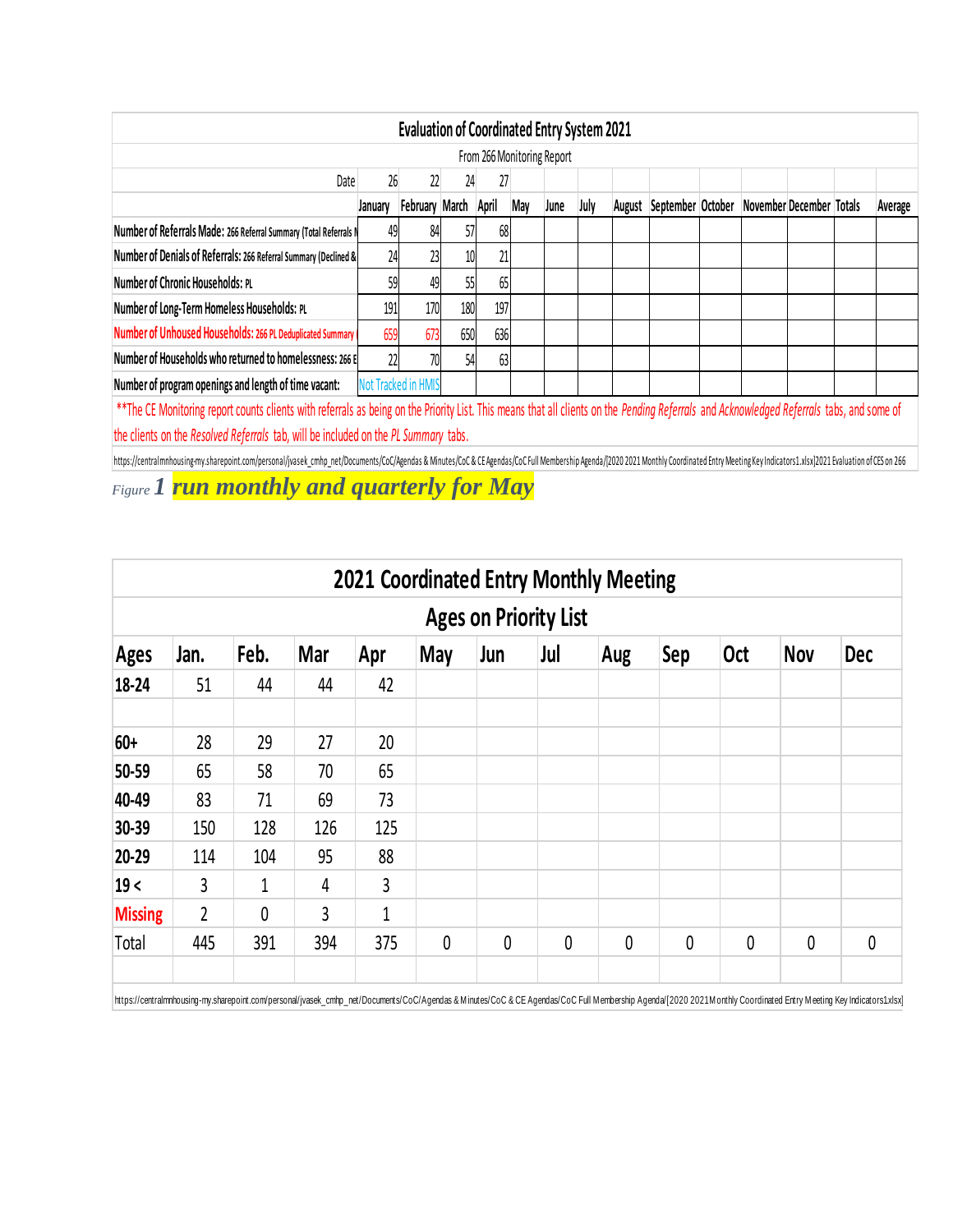| Evaluation of Coordinated Entry System 2021 | | | | | | | | | | | | | | |
|---|---|---|---|---|---|---|---|---|---|---|---|---|---|---|
| From 266 Monitoring Report | | | | | | | | | | | | | | |
| Date | 26 | 22 | 24 | 27 | | | | | | | | | | |
| | January | February | March | April | May | June | July | August | September | October | November | December | Totals | Average |
| Number of Referrals Made: 266 Referral Summary (Total Referrals M | 49 | 84 | 57 | 68 | | | | | | | | | | |
| Number of Denials of Referrals: 266 Referral Summary (Declined & | 24 | 23 | 10 | 21 | | | | | | | | | | |
| Number of Chronic Households: PL | 59 | 49 | 55 | 65 | | | | | | | | | | |
| Number of Long-Term Homeless Households: PL | 191 | 170 | 180 | 197 | | | | | | | | | | |
| Number of Unhoused Households: 266 PL Deduplicated Summary ( | 659 | 673 | 650 | 636 | | | | | | | | | | |
| Number of Households who returned to homelessness: 266 E | 22 | 70 | 54 | 63 | | | | | | | | | | |
| Number of program openings and length of time vacant: | Not Tracked in HMIS | | | | | | | | | | | | | |

**The CE Monitoring report counts clients with referrals as being on the Priority List. This means that all clients on the *Pending Referrals* and *Acknowledged Referrals* tabs, and some of the clients on the *Resolved Referrals* tab, will be included on the *PL Summary* tabs.

https://centralmnhousing-my.sharepoint.com/personal/jvasek_cmhp_net/Documents/CoC/Agendas & Minutes/CoC & CE Agendas/CoC Full Membership Agenda/[2020 2021 Monthly Coordinated Entry Meeting Key Indicators1.xlsx]2021 Evaluation of CES on 266

*Figure* **1** ***run monthly and quarterly for May***

| 2021 Coordinated Entry Monthly Meeting | | | | | | | | | | | | |
|---|---|---|---|---|---|---|---|---|---|---|---|---|
| Ages on Priority List | | | | | | | | | | | | |
| Ages | Jan. | Feb. | Mar | Apr | May | Jun | Jul | Aug | Sep | Oct | Nov | Dec |
| 18-24 | 51 | 44 | 44 | 42 | | | | | | | | |
| | | | | | | | | | | | | |
| 60+ | 28 | 29 | 27 | 20 | | | | | | | | |
| 50-59 | 65 | 58 | 70 | 65 | | | | | | | | |
| 40-49 | 83 | 71 | 69 | 73 | | | | | | | | |
| 30-39 | 150 | 128 | 126 | 125 | | | | | | | | |
| 20-29 | 114 | 104 | 95 | 88 | | | | | | | | |
| 19 < | 3 | 1 | 4 | 3 | | | | | | | | |
| Missing | 2 | 0 | 3 | 1 | | | | | | | | |
| Total | 445 | 391 | 394 | 375 | 0 | 0 | 0 | 0 | 0 | 0 | 0 | 0 |

https://centralmnhousing-my.sharepoint.com/personal/jvasek_cmhp_net/Documents/CoC/Agendas & Minutes/CoC & CE Agendas/CoC Full Membership Agenda/[2020 2021Monthly Coordinated Entry Meeting Key Indicators1.xlsx]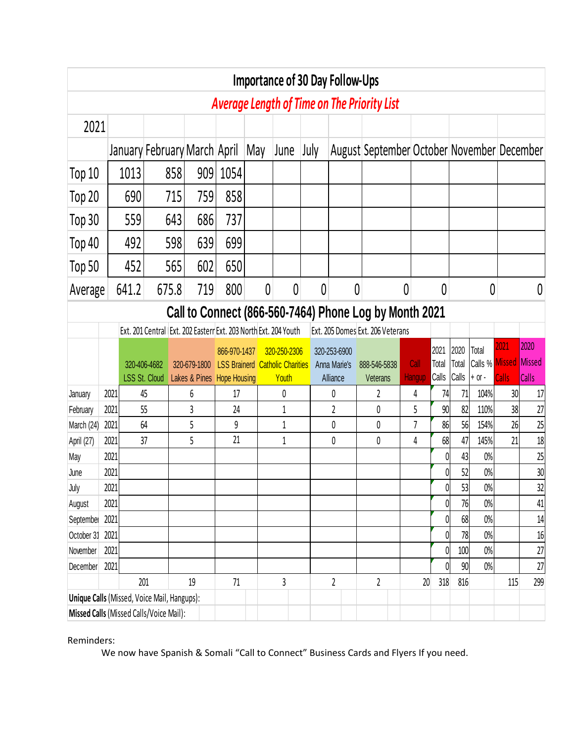# Importance of 30 Day Follow-Ups

## *Average Length of Time on The Priority List*

| 2021 | January | February | March | April | May | June | July | August | September | October | November | December |
|---|---|---|---|---|---|---|---|---|---|---|---|---|
| Top 10 | 1013 | 858 | 909 | 1054 | | | | | | | | |
| Top 20 | 690 | 715 | 759 | 858 | | | | | | | | |
| Top 30 | 559 | 643 | 686 | 737 | | | | | | | | |
| Top 40 | 492 | 598 | 639 | 699 | | | | | | | | |
| Top 50 | 452 | 565 | 602 | 650 | | | | | | | | |
| Average | 641.2 | 675.8 | 719 | 800 | 0 | 0 | 0 | 0 | 0 | 0 | 0 | 0 |

## Call to Connect (866-560-7464) Phone Log by Month 2021

| | | Ext. 201 Central 320-406-4682 LSS St. Cloud | Ext. 202 Eastern 320-679-1800 Lakes & Pines | Ext. 203 North 866-970-1437 LSS Brainerd Hope Housing | Ext. 204 Youth 320-250-2306 Catholic Charities Youth | Ext. 205 Domes 320-253-6900 Anna Marie's Alliance | Ext. 206 Veterans 888-546-5838 Veterans | Call Hangup | 2021 Total Calls | 2020 Total Calls | Total Calls % + or - | 2021 Missed Calls | 2020 Missed Calls |
|---|---|---|---|---|---|---|---|---|---|---|---|---|---|
| January | 2021 | 45 | 6 | 17 | 0 | 0 | 2 | 4 | 74 | 71 | 104% | 30 | 17 |
| February | 2021 | 55 | 3 | 24 | 1 | 2 | 0 | 5 | 90 | 82 | 110% | 38 | 27 |
| March (24) | 2021 | 64 | 5 | 9 | 1 | 0 | 0 | 7 | 86 | 56 | 154% | 26 | 25 |
| April (27) | 2021 | 37 | 5 | 21 | 1 | 0 | 0 | 4 | 68 | 47 | 145% | 21 | 18 |
| May | 2021 | | | | | | | | 0 | 43 | 0% | | 25 |
| June | 2021 | | | | | | | | 0 | 52 | 0% | | 30 |
| July | 2021 | | | | | | | | 0 | 53 | 0% | | 32 |
| August | 2021 | | | | | | | | 0 | 76 | 0% | | 41 |
| September | 2021 | | | | | | | | 0 | 68 | 0% | | 14 |
| October 31 | 2021 | | | | | | | | 0 | 78 | 0% | | 16 |
| November | 2021 | | | | | | | | 0 | 100 | 0% | | 27 |
| December | 2021 | | | | | | | | 0 | 90 | 0% | | 27 |
| | | 201 | 19 | 71 | 3 | 2 | 2 | 20 | 318 | 816 | | 115 | 299 |

**Unique Calls** (Missed, Voice Mail, Hangups):

**Missed Calls** (Missed Calls/Voice Mail):

Reminders:

We now have Spanish & Somali "Call to Connect" Business Cards and Flyers If you need.